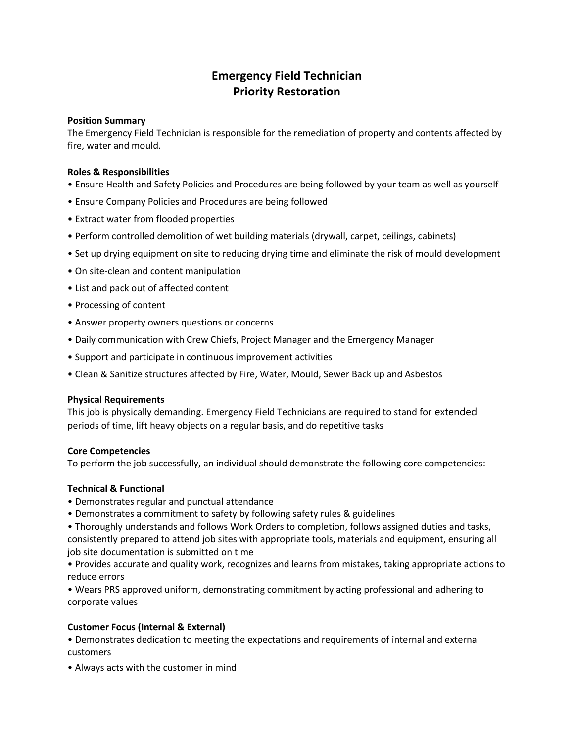# Emergency Field Technician
# Priority Restoration

**Position Summary**

The Emergency Field Technician is responsible for the remediation of property and contents affected by fire, water and mould.

**Roles & Responsibilities**

- Ensure Health and Safety Policies and Procedures are being followed by your team as well as yourself
- Ensure Company Policies and Procedures are being followed
- Extract water from flooded properties
- Perform controlled demolition of wet building materials (drywall, carpet, ceilings, cabinets)
- Set up drying equipment on site to reducing drying time and eliminate the risk of mould development
- On site-clean and content manipulation
- List and pack out of affected content
- Processing of content
- Answer property owners questions or concerns
- Daily communication with Crew Chiefs, Project Manager and the Emergency Manager
- Support and participate in continuous improvement activities
- Clean & Sanitize structures affected by Fire, Water, Mould, Sewer Back up and Asbestos

**Physical Requirements**

This job is physically demanding. Emergency Field Technicians are required to stand for extended periods of time, lift heavy objects on a regular basis, and do repetitive tasks

**Core Competencies**

To perform the job successfully, an individual should demonstrate the following core competencies:

**Technical & Functional**

- Demonstrates regular and punctual attendance
- Demonstrates a commitment to safety by following safety rules & guidelines
- Thoroughly understands and follows Work Orders to completion, follows assigned duties and tasks, consistently prepared to attend job sites with appropriate tools, materials and equipment, ensuring all job site documentation is submitted on time
- Provides accurate and quality work, recognizes and learns from mistakes, taking appropriate actions to reduce errors
- Wears PRS approved uniform, demonstrating commitment by acting professional and adhering to corporate values

**Customer Focus (Internal & External)**

- Demonstrates dedication to meeting the expectations and requirements of internal and external customers
- Always acts with the customer in mind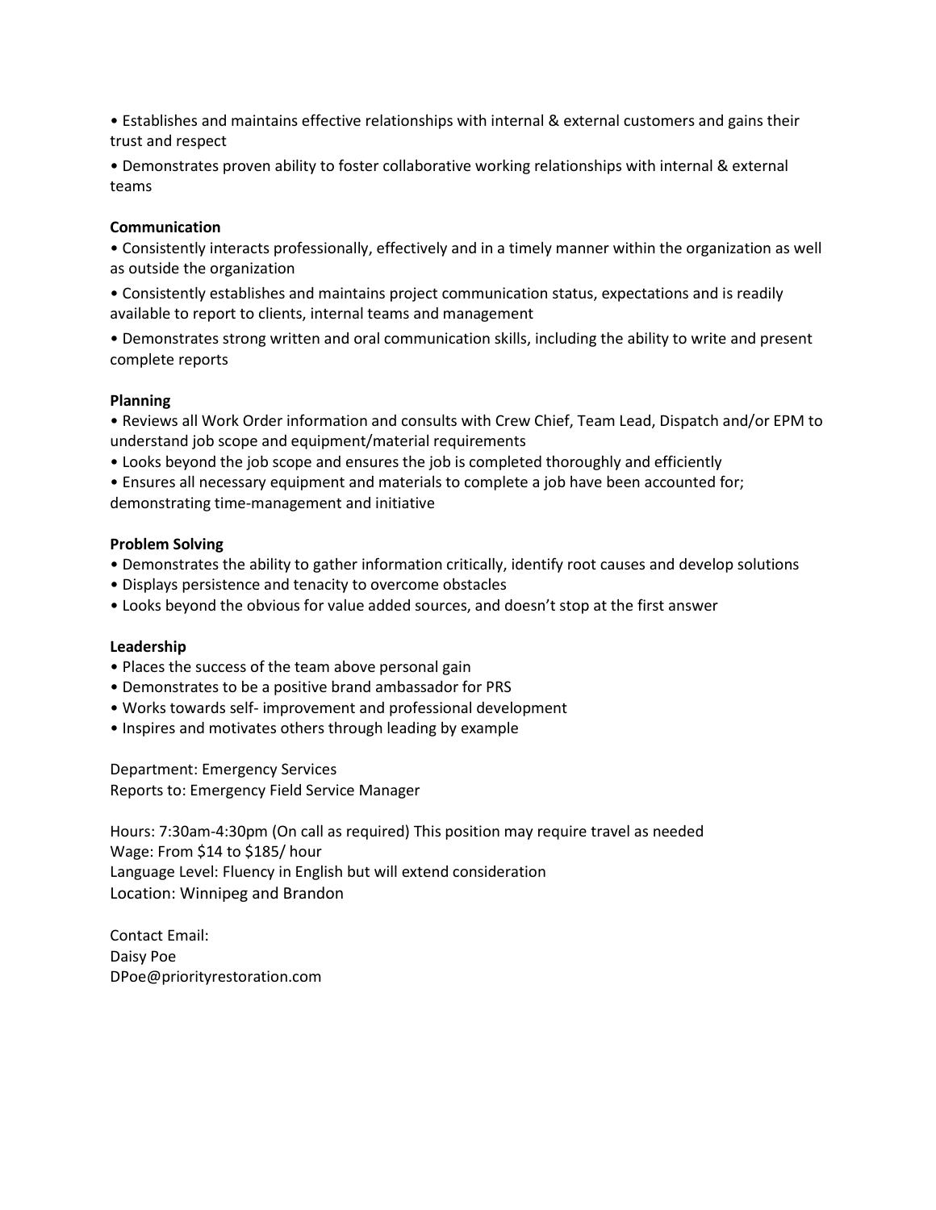- Establishes and maintains effective relationships with internal & external customers and gains their trust and respect
- Demonstrates proven ability to foster collaborative working relationships with internal & external teams

**Communication**

- Consistently interacts professionally, effectively and in a timely manner within the organization as well as outside the organization
- Consistently establishes and maintains project communication status, expectations and is readily available to report to clients, internal teams and management
- Demonstrates strong written and oral communication skills, including the ability to write and present complete reports

**Planning**

- Reviews all Work Order information and consults with Crew Chief, Team Lead, Dispatch and/or EPM to understand job scope and equipment/material requirements
- Looks beyond the job scope and ensures the job is completed thoroughly and efficiently
- Ensures all necessary equipment and materials to complete a job have been accounted for; demonstrating time-management and initiative

**Problem Solving**

- Demonstrates the ability to gather information critically, identify root causes and develop solutions
- Displays persistence and tenacity to overcome obstacles
- Looks beyond the obvious for value added sources, and doesn't stop at the first answer

**Leadership**

- Places the success of the team above personal gain
- Demonstrates to be a positive brand ambassador for PRS
- Works towards self- improvement and professional development
- Inspires and motivates others through leading by example

Department: Emergency Services
Reports to: Emergency Field Service Manager

Hours: 7:30am-4:30pm (On call as required) This position may require travel as needed
Wage: From $14 to $185/ hour
Language Level: Fluency in English but will extend consideration
Location: Winnipeg and Brandon

Contact Email:
Daisy Poe
DPoe@priorityrestoration.com